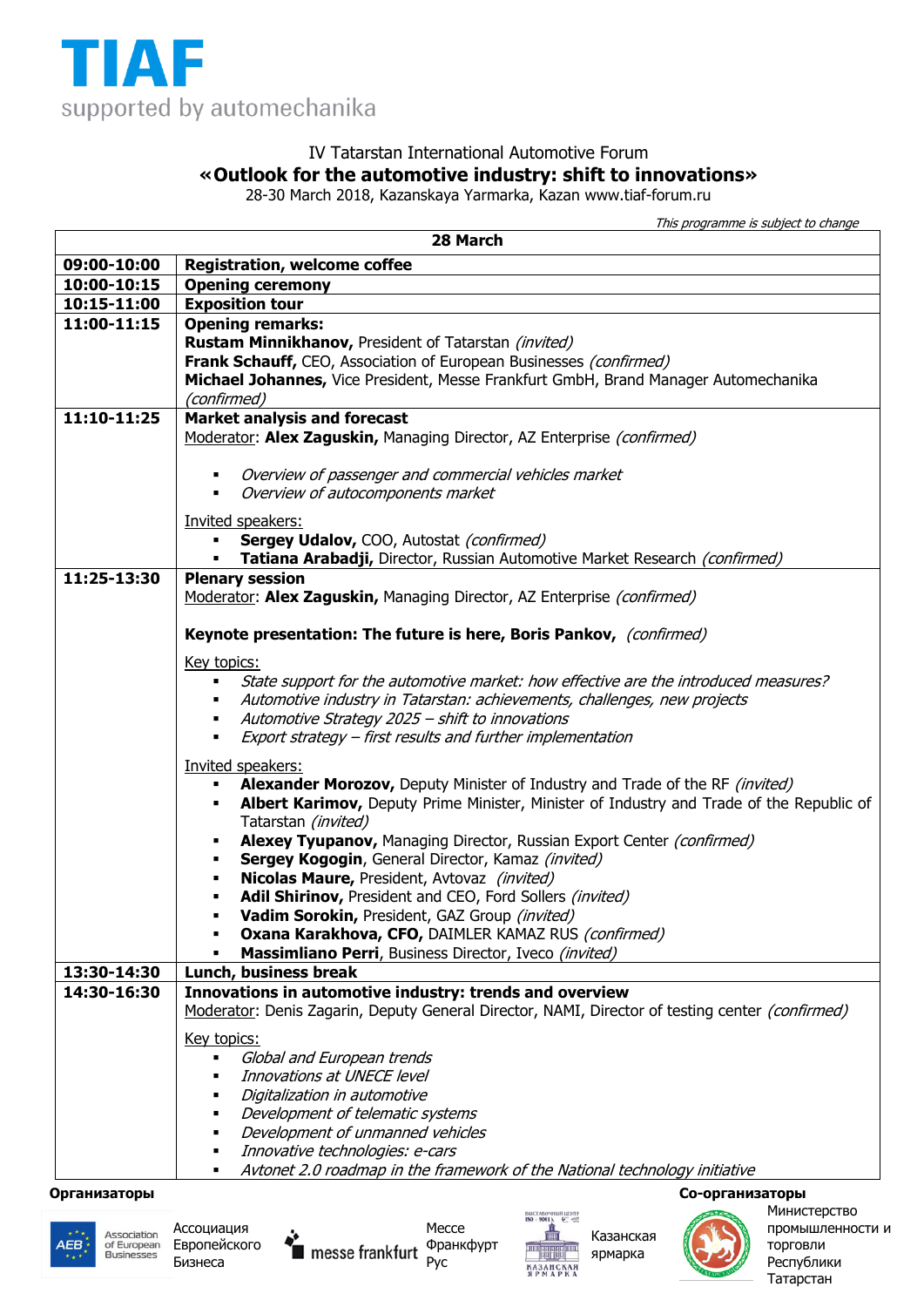# TIAF

supported by automechanika

IV Tatarstan International Automotive Forum

## «Outlook for the automotive industry: shift to innovations»

28-30 March 2018, Kazanskaya Yarmarka, Kazan www.tiaf-forum.ru

*This programme is subject to change*

| 28 March | |
|---|---|
| **09:00-10:00** | **Registration, welcome coffee** |
| **10:00-10:15** | **Opening ceremony** |
| **10:15-11:00** | **Exposition tour** |
| **11:00-11:15** | **Opening remarks:**<br>**Rustam Minnikhanov,** President of Tatarstan *(invited)*<br>**Frank Schauff,** CEO, Association of European Businesses *(confirmed)*<br>**Michael Johannes,** Vice President, Messe Frankfurt GmbH, Brand Manager Automechanika *(confirmed)* |
| **11:10-11:25** | **Market analysis and forecast**<br>Moderator: **Alex Zaguskin,** Managing Director, AZ Enterprise *(confirmed)*<br><br>▪ *Overview of passenger and commercial vehicles market*<br>▪ *Overview of autocomponents market*<br><br>Invited speakers:<br>▪ **Sergey Udalov,** COO, Autostat *(confirmed)*<br>▪ **Tatiana Arabadji,** Director, Russian Automotive Market Research *(confirmed)* |
| **11:25-13:30** | **Plenary session**<br>Moderator: **Alex Zaguskin,** Managing Director, AZ Enterprise *(confirmed)*<br><br>**Keynote presentation: The future is here, Boris Pankov,** *(confirmed)*<br><br>Key topics:<br>▪ *State support for the automotive market: how effective are the introduced measures?*<br>▪ *Automotive industry in Tatarstan: achievements, challenges, new projects*<br>▪ *Automotive Strategy 2025 – shift to innovations*<br>▪ *Export strategy – first results and further implementation*<br><br>Invited speakers:<br>▪ **Alexander Morozov,** Deputy Minister of Industry and Trade of the RF *(invited)*<br>▪ **Albert Karimov,** Deputy Prime Minister, Minister of Industry and Trade of the Republic of Tatarstan *(invited)*<br>▪ **Alexey Tyupanov,** Managing Director, Russian Export Center *(confirmed)*<br>▪ **Sergey Kogogin**, General Director, Kamaz *(invited)*<br>▪ **Nicolas Maure,** President, Avtovaz *(invited)*<br>▪ **Adil Shirinov,** President and CEO, Ford Sollers *(invited)*<br>▪ **Vadim Sorokin,** President, GAZ Group *(invited)*<br>▪ **Oxana Karakhova, CFO,** DAIMLER KAMAZ RUS *(confirmed)*<br>▪ **Massimliano Perri**, Business Director, Iveco *(invited)* |
| **13:30-14:30** | **Lunch, business break** |
| **14:30-16:30** | **Innovations in automotive industry: trends and overview**<br>Moderator: Denis Zagarin, Deputy General Director, NAMI, Director of testing center *(confirmed)*<br><br>Key topics:<br>▪ *Global and European trends*<br>▪ *Innovations at UNECE level*<br>▪ *Digitalization in automotive*<br>▪ *Development of telematic systems*<br>▪ *Development of unmanned vehicles*<br>▪ *Innovative technologies: e-cars*<br>▪ *Avtonet 2.0 roadmap in the framework of the National technology initiative* |

**Организаторы**

Ассоциация Европейского Бизнеса

Мессе Франкфурт Рус

Казанская ярмарка

**Со-организаторы**

Министерство промышленности и торговли Республики Татарстан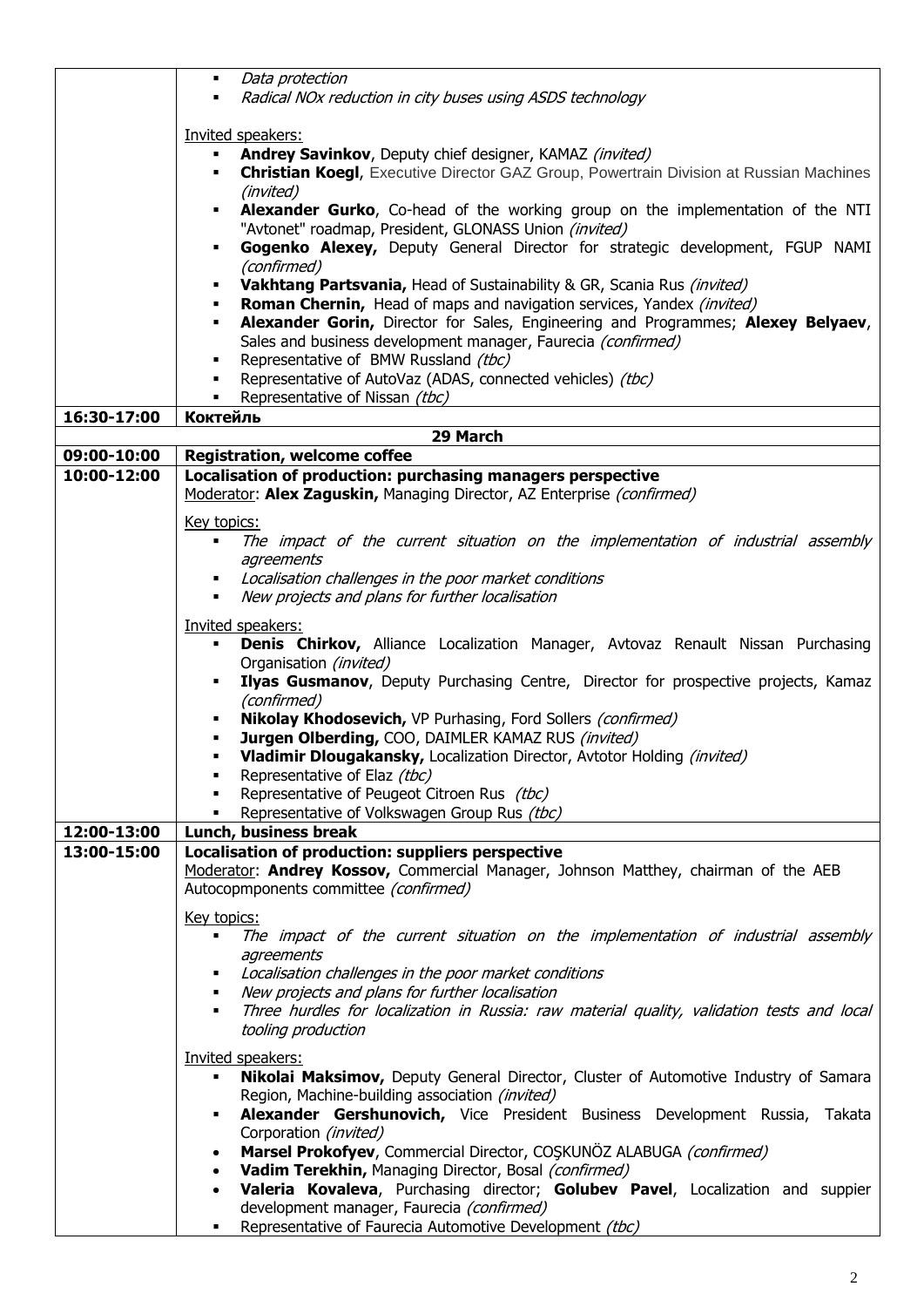| | |
|---|---|
| | ▪ *Data protection*<br>▪ *Radical NOx reduction in city buses using ASDS technology*<br><br>Invited speakers:<br>▪ **Andrey Savinkov**, Deputy chief designer, KAMAZ *(invited)*<br>▪ **Christian Koegl**, Executive Director GAZ Group, Powertrain Division at Russian Machines *(invited)*<br>▪ **Alexander Gurko**, Co-head of the working group on the implementation of the NTI "Avtonet" roadmap, President, GLONASS Union *(invited)*<br>▪ **Gogenko Alexey,** Deputy General Director for strategic development, FGUP NAMI *(confirmed)*<br>▪ **Vakhtang Partsvania,** Head of Sustainability & GR, Scania Rus *(invited)*<br>▪ **Roman Chernin,** Head of maps and navigation services, Yandex *(invited)*<br>▪ **Alexander Gorin,** Director for Sales, Engineering and Programmes; **Alexey Belyaev**, Sales and business development manager, Faurecia *(confirmed)*<br>▪ Representative of BMW Russland *(tbc)*<br>▪ Representative of AutoVaz (ADAS, connected vehicles) *(tbc)*<br>▪ Representative of Nissan *(tbc)* |
| **16:30-17:00** | **Коктейль** |
| | **29 March** |
| **09:00-10:00** | **Registration, welcome coffee** |
| **10:00-12:00** | **Localisation of production: purchasing managers perspective**<br>Moderator: **Alex Zaguskin,** Managing Director, AZ Enterprise *(confirmed)*<br><br>Key topics:<br>▪ *The impact of the current situation on the implementation of industrial assembly agreements*<br>▪ *Localisation challenges in the poor market conditions*<br>▪ *New projects and plans for further localisation*<br><br>Invited speakers:<br>▪ **Denis Chirkov,** Alliance Localization Manager, Avtovaz Renault Nissan Purchasing Organisation *(invited)*<br>▪ **Ilyas Gusmanov**, Deputy Purchasing Centre, Director for prospective projects, Kamaz *(confirmed)*<br>▪ **Nikolay Khodosevich,** VP Purhasing, Ford Sollers *(confirmed)*<br>▪ **Jurgen Olberding,** COO, DAIMLER KAMAZ RUS *(invited)*<br>▪ **Vladimir Dlougakansky,** Localization Director, Avtotor Holding *(invited)*<br>▪ Representative of Elaz *(tbc)*<br>▪ Representative of Peugeot Citroen Rus *(tbc)*<br>▪ Representative of Volkswagen Group Rus *(tbc)* |
| **12:00-13:00** | **Lunch, business break** |
| **13:00-15:00** | **Localisation of production: suppliers perspective**<br>Moderator: **Andrey Kossov,** Commercial Manager, Johnson Matthey, chairman of the AEB Autocopmponents committee *(confirmed)*<br><br>Key topics:<br>▪ *The impact of the current situation on the implementation of industrial assembly agreements*<br>▪ *Localisation challenges in the poor market conditions*<br>▪ *New projects and plans for further localisation*<br>▪ *Three hurdles for localization in Russia: raw material quality, validation tests and local tooling production*<br><br>Invited speakers:<br>▪ **Nikolai Maksimov,** Deputy General Director, Cluster of Automotive Industry of Samara Region, Machine-building association *(invited)*<br>▪ **Alexander Gershunovich,** Vice President Business Development Russia, Takata Corporation *(invited)*<br>• **Marsel Prokofyev**, Commercial Director, COŞKUNÖZ ALABUGA *(confirmed)*<br>• **Vadim Terekhin,** Managing Director, Bosal *(confirmed)*<br>• **Valeria Kovaleva**, Purchasing director; **Golubev Pavel**, Localization and suppier development manager, Faurecia *(confirmed)*<br>▪ Representative of Faurecia Automotive Development *(tbc)* |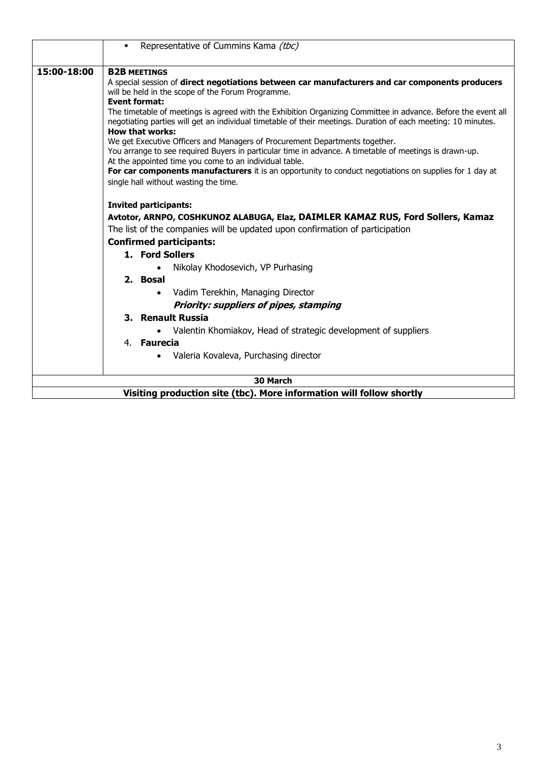| | |
|---|---|
| | ▪ Representative of Cummins Kama *(tbc)* |
| **15:00-18:00** | **B2B MEETINGS**<br>A special session of **direct negotiations between car manufacturers and car components producers** will be held in the scope of the Forum Programme.<br>**Event format:**<br>The timetable of meetings is agreed with the Exhibition Organizing Committee in advance. Before the event all negotiating parties will get an individual timetable of their meetings. Duration of each meeting: 10 minutes.<br>**How that works:**<br>We get Executive Officers and Managers of Procurement Departments together.<br>You arrange to see required Buyers in particular time in advance. A timetable of meetings is drawn-up.<br>At the appointed time you come to an individual table.<br>**For car components manufacturers** it is an opportunity to conduct negotiations on supplies for 1 day at single hall without wasting the time.<br><br>**Invited participants:**<br>**Avtotor, ARNPO, COSHKUNOZ ALABUGA, Elaz, DAIMLER KAMAZ RUS, Ford Sollers, Kamaz**<br>The list of the companies will be updated upon confirmation of participation<br>**Confirmed participants:**<br>1. **Ford Sollers**<br>• Nikolay Khodosevich, VP Purhasing<br>2. **Bosal**<br>• Vadim Terekhin, Managing Director<br>***Priority: suppliers of pipes, stamping***<br>3. **Renault Russia**<br>• Valentin Khomiakov, Head of strategic development of suppliers<br>4. **Faurecia**<br>• Valeria Kovaleva, Purchasing director |
| **30 March** | |
| **Visiting production site (tbc). More information will follow shortly** | |